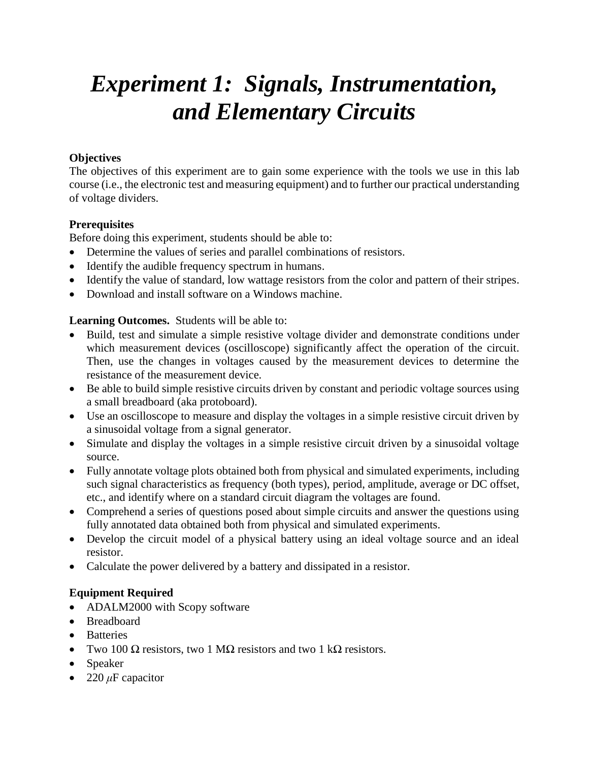# *Experiment 1: Signals, Instrumentation, and Elementary Circuits*

**Objectives**

The objectives of this experiment are to gain some experience with the tools we use in this lab course (i.e., the electronic test and measuring equipment) and to further our practical understanding of voltage dividers.

**Prerequisites**

Before doing this experiment, students should be able to:

- Determine the values of series and parallel combinations of resistors.
- Identify the audible frequency spectrum in humans.
- Identify the value of standard, low wattage resistors from the color and pattern of their stripes.
- Download and install software on a Windows machine.

**Learning Outcomes.** Students will be able to:

- Build, test and simulate a simple resistive voltage divider and demonstrate conditions under which measurement devices (oscilloscope) significantly affect the operation of the circuit. Then, use the changes in voltages caused by the measurement devices to determine the resistance of the measurement device.
- Be able to build simple resistive circuits driven by constant and periodic voltage sources using a small breadboard (aka protoboard).
- Use an oscilloscope to measure and display the voltages in a simple resistive circuit driven by a sinusoidal voltage from a signal generator.
- Simulate and display the voltages in a simple resistive circuit driven by a sinusoidal voltage source.
- Fully annotate voltage plots obtained both from physical and simulated experiments, including such signal characteristics as frequency (both types), period, amplitude, average or DC offset, etc., and identify where on a standard circuit diagram the voltages are found.
- Comprehend a series of questions posed about simple circuits and answer the questions using fully annotated data obtained both from physical and simulated experiments.
- Develop the circuit model of a physical battery using an ideal voltage source and an ideal resistor.
- Calculate the power delivered by a battery and dissipated in a resistor.

**Equipment Required**

- ADALM2000 with Scopy software
- Breadboard
- Batteries
- Two 100 Ω resistors, two 1 MΩ resistors and two 1 kΩ resistors.
- Speaker
- 220 $\mu$F capacitor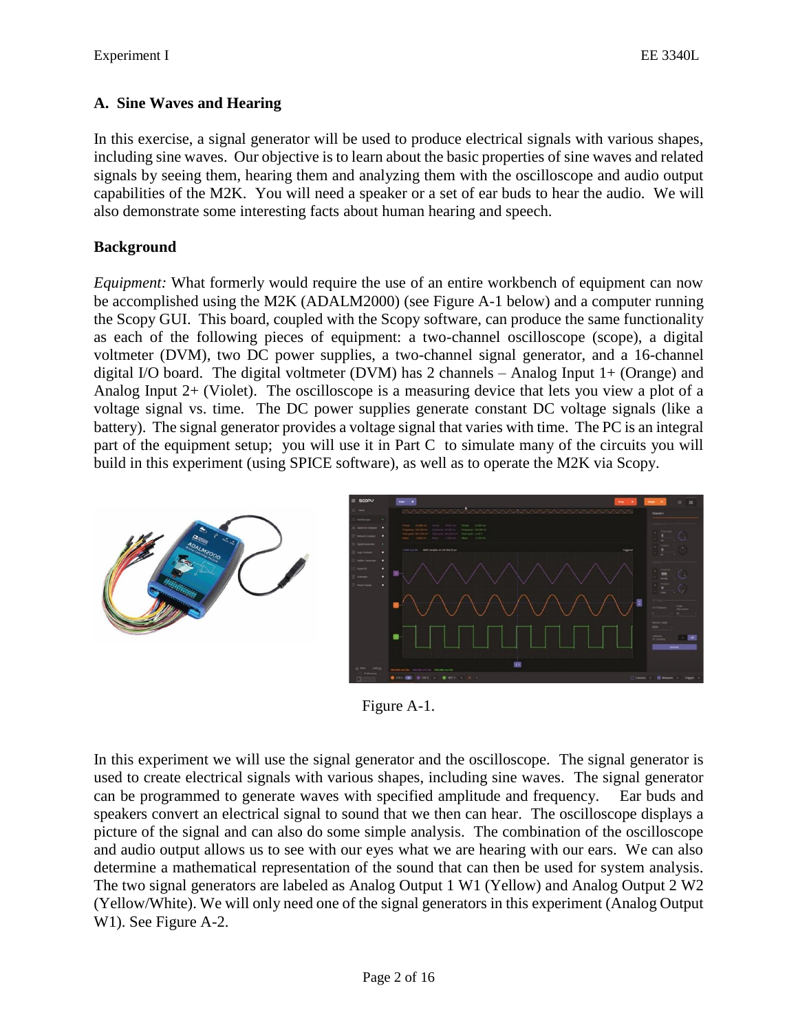## A. Sine Waves and Hearing

In this exercise, a signal generator will be used to produce electrical signals with various shapes, including sine waves. Our objective is to learn about the basic properties of sine waves and related signals by seeing them, hearing them and analyzing them with the oscilloscope and audio output capabilities of the M2K. You will need a speaker or a set of ear buds to hear the audio. We will also demonstrate some interesting facts about human hearing and speech.

### Background

*Equipment:* What formerly would require the use of an entire workbench of equipment can now be accomplished using the M2K (ADALM2000) (see Figure A-1 below) and a computer running the Scopy GUI. This board, coupled with the Scopy software, can produce the same functionality as each of the following pieces of equipment: a two-channel oscilloscope (scope), a digital voltmeter (DVM), two DC power supplies, a two-channel signal generator, and a 16-channel digital I/O board. The digital voltmeter (DVM) has 2 channels – Analog Input 1+ (Orange) and Analog Input 2+ (Violet). The oscilloscope is a measuring device that lets you view a plot of a voltage signal vs. time. The DC power supplies generate constant DC voltage signals (like a battery). The signal generator provides a voltage signal that varies with time. The PC is an integral part of the equipment setup; you will use it in Part C to simulate many of the circuits you will build in this experiment (using SPICE software), as well as to operate the M2K via Scopy.

Figure A-1.

In this experiment we will use the signal generator and the oscilloscope. The signal generator is used to create electrical signals with various shapes, including sine waves. The signal generator can be programmed to generate waves with specified amplitude and frequency. Ear buds and speakers convert an electrical signal to sound that we then can hear. The oscilloscope displays a picture of the signal and can also do some simple analysis. The combination of the oscilloscope and audio output allows us to see with our eyes what we are hearing with our ears. We can also determine a mathematical representation of the sound that can then be used for system analysis. The two signal generators are labeled as Analog Output 1 W1 (Yellow) and Analog Output 2 W2 (Yellow/White). We will only need one of the signal generators in this experiment (Analog Output W1). See Figure A-2.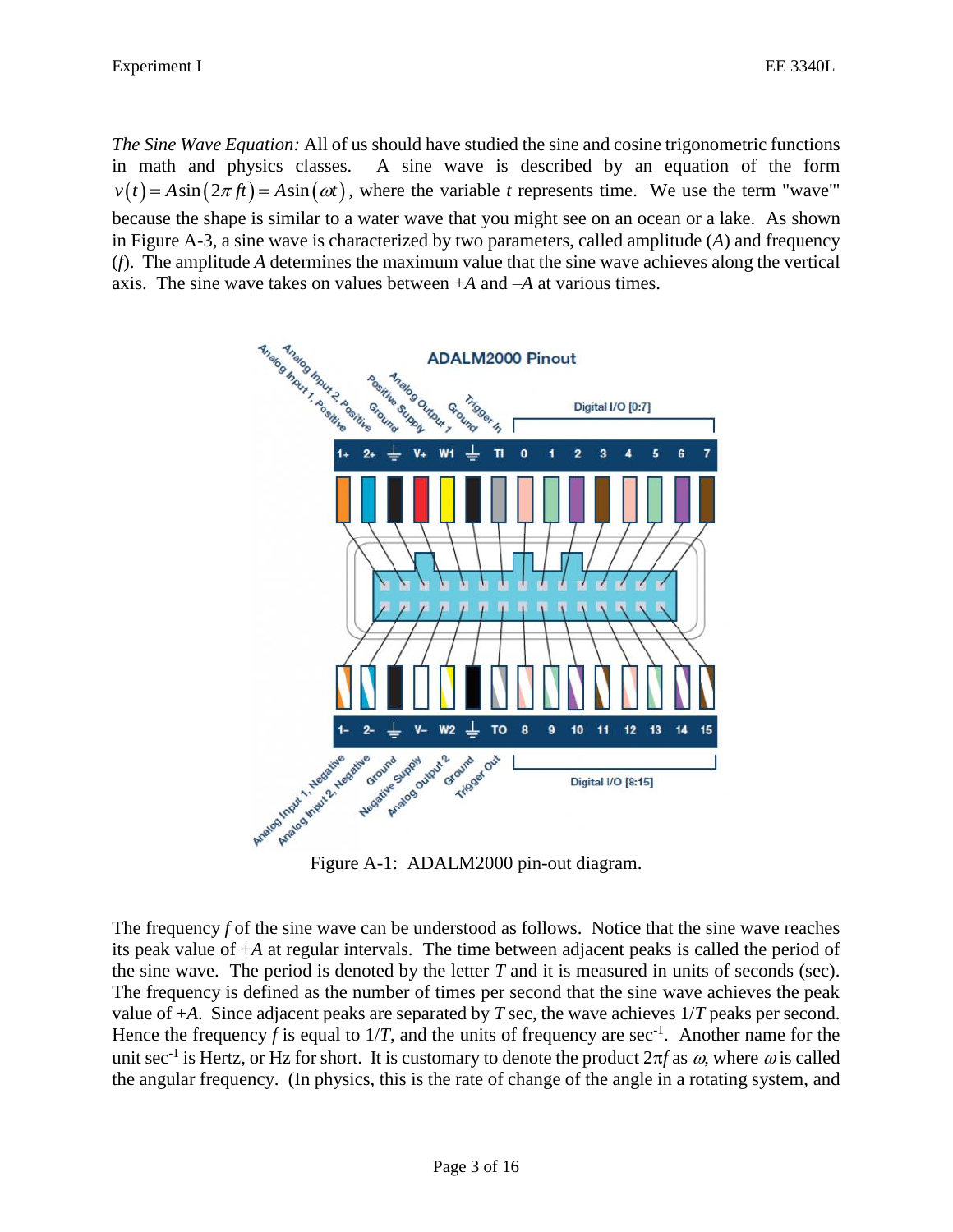*The Sine Wave Equation:* All of us should have studied the sine and cosine trigonometric functions in math and physics classes. A sine wave is described by an equation of the form $v(t) = A\sin(2\pi ft) = A\sin(\omega t)$, where the variable $t$ represents time. We use the term "wave"' because the shape is similar to a water wave that you might see on an ocean or a lake. As shown in Figure A-3, a sine wave is characterized by two parameters, called amplitude ($A$) and frequency ($f$). The amplitude $A$ determines the maximum value that the sine wave achieves along the vertical axis. The sine wave takes on values between $+A$ and $-A$ at various times.

Figure A-1: ADALM2000 pin-out diagram.

The frequency $f$ of the sine wave can be understood as follows. Notice that the sine wave reaches its peak value of $+A$ at regular intervals. The time between adjacent peaks is called the period of the sine wave. The period is denoted by the letter $T$ and it is measured in units of seconds (sec). The frequency is defined as the number of times per second that the sine wave achieves the peak value of $+A$. Since adjacent peaks are separated by $T$ sec, the wave achieves $1/T$ peaks per second. Hence the frequency $f$ is equal to $1/T$, and the units of frequency are sec$^{-1}$. Another name for the unit sec$^{-1}$ is Hertz, or Hz for short. It is customary to denote the product $2\pi f$ as $\omega$, where $\omega$ is called the angular frequency. (In physics, this is the rate of change of the angle in a rotating system, and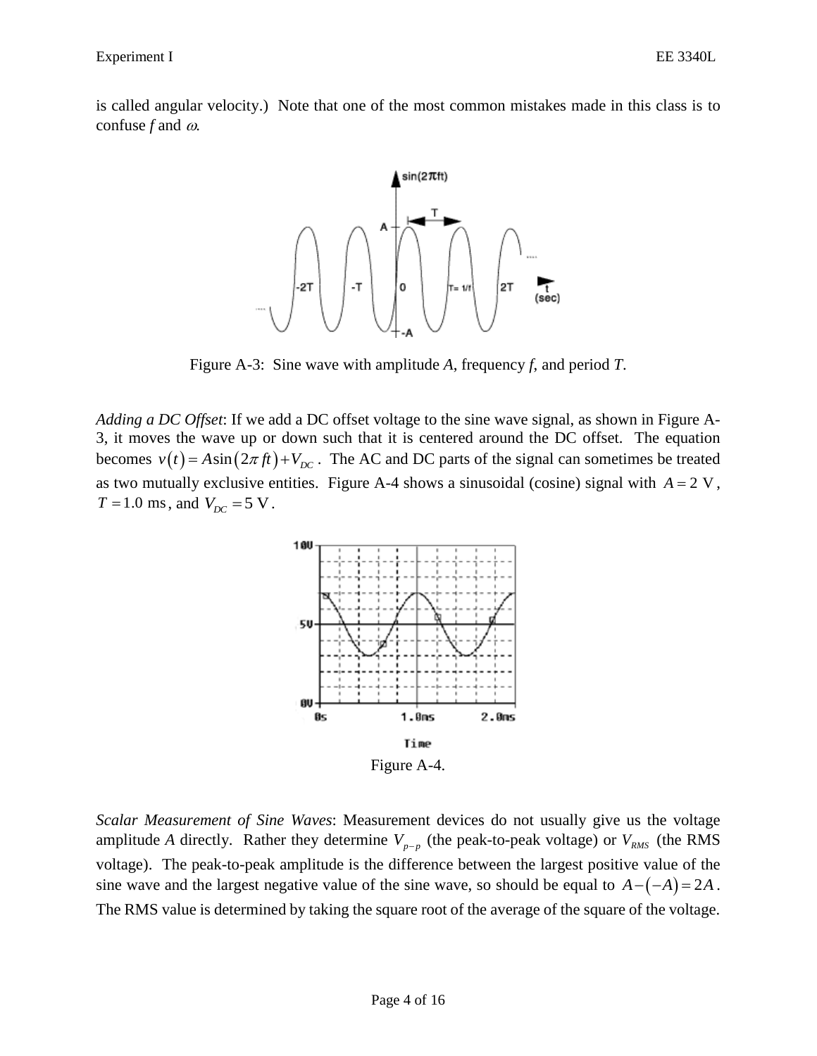is called angular velocity.)  Note that one of the most common mistakes made in this class is to confuse *f* and $\omega$.

Figure A-3:  Sine wave with amplitude *A*, frequency *f*, and period *T*.

*Adding a DC Offset*: If we add a DC offset voltage to the sine wave signal, as shown in Figure A-3, it moves the wave up or down such that it is centered around the DC offset.  The equation becomes $v(t) = A\sin(2\pi ft) + V_{DC}$.  The AC and DC parts of the signal can sometimes be treated as two mutually exclusive entities.  Figure A-4 shows a sinusoidal (cosine) signal with $A = 2\text{ V}$, $T = 1.0\text{ ms}$, and $V_{DC} = 5\text{ V}$.

Figure A-4.

*Scalar Measurement of Sine Waves*: Measurement devices do not usually give us the voltage amplitude *A* directly.  Rather they determine $V_{p-p}$ (the peak-to-peak voltage) or $V_{RMS}$ (the RMS voltage).  The peak-to-peak amplitude is the difference between the largest positive value of the sine wave and the largest negative value of the sine wave, so should be equal to $A - (-A) = 2A$. The RMS value is determined by taking the square root of the average of the square of the voltage.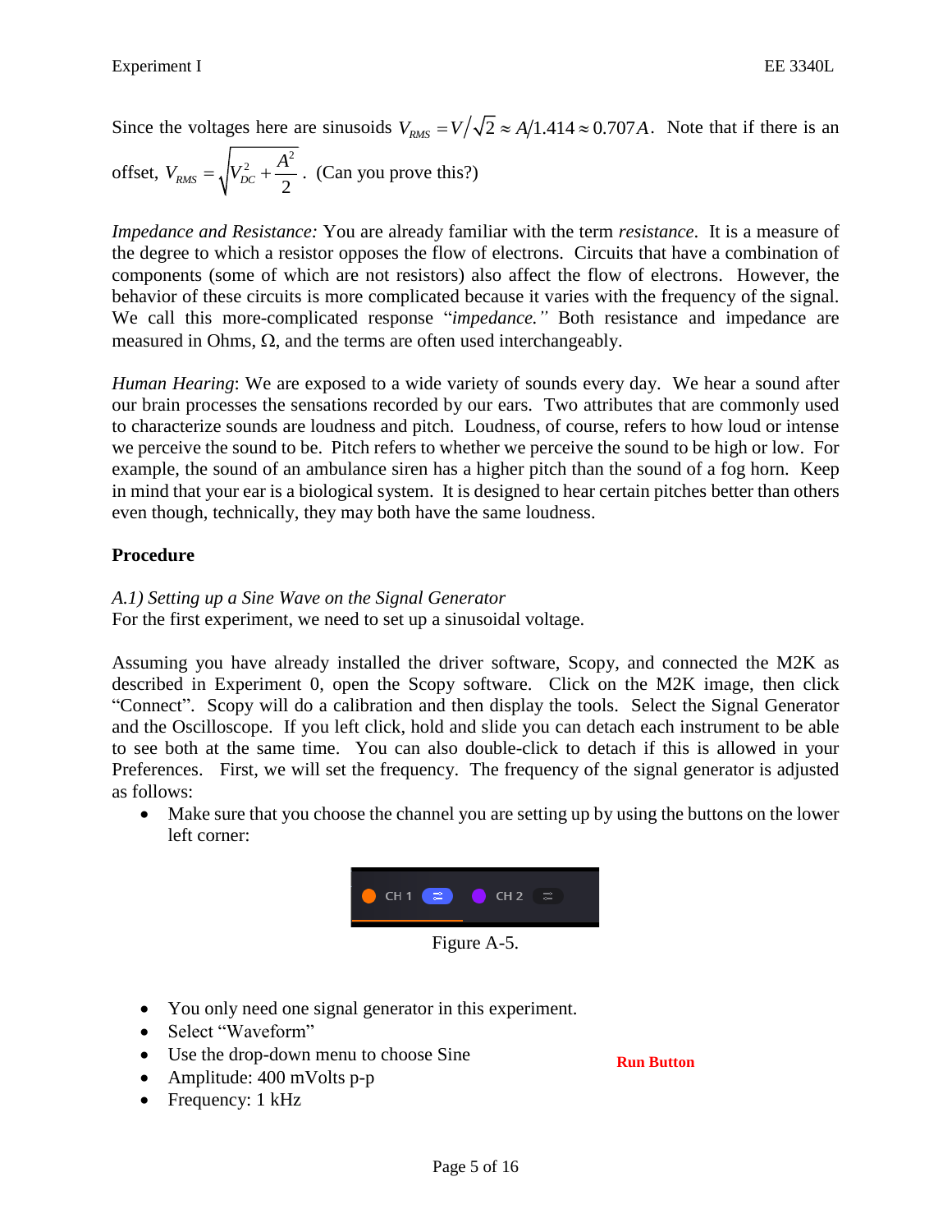Since the voltages here are sinusoids $V_{RMS} = V/\sqrt{2} \approx A/1.414 \approx 0.707A$. Note that if there is an offset, $V_{RMS} = \sqrt{V_{DC}^2 + \frac{A^2}{2}}$. (Can you prove this?)

*Impedance and Resistance:* You are already familiar with the term *resistance*. It is a measure of the degree to which a resistor opposes the flow of electrons. Circuits that have a combination of components (some of which are not resistors) also affect the flow of electrons. However, the behavior of these circuits is more complicated because it varies with the frequency of the signal. We call this more-complicated response "*impedance.*" Both resistance and impedance are measured in Ohms, Ω, and the terms are often used interchangeably.

*Human Hearing*: We are exposed to a wide variety of sounds every day. We hear a sound after our brain processes the sensations recorded by our ears. Two attributes that are commonly used to characterize sounds are loudness and pitch. Loudness, of course, refers to how loud or intense we perceive the sound to be. Pitch refers to whether we perceive the sound to be high or low. For example, the sound of an ambulance siren has a higher pitch than the sound of a fog horn. Keep in mind that your ear is a biological system. It is designed to hear certain pitches better than others even though, technically, they may both have the same loudness.

## Procedure

*A.1) Setting up a Sine Wave on the Signal Generator*

For the first experiment, we need to set up a sinusoidal voltage.

Assuming you have already installed the driver software, Scopy, and connected the M2K as described in Experiment 0, open the Scopy software. Click on the M2K image, then click "Connect". Scopy will do a calibration and then display the tools. Select the Signal Generator and the Oscilloscope. If you left click, hold and slide you can detach each instrument to be able to see both at the same time. You can also double-click to detach if this is allowed in your Preferences. First, we will set the frequency. The frequency of the signal generator is adjusted as follows:

- Make sure that you choose the channel you are setting up by using the buttons on the lower left corner:

CH 1 CH 2

Figure A-5.

- You only need one signal generator in this experiment.
- Select "Waveform"
- Use the drop-down menu to choose Sine
- Amplitude: 400 mVolts p-p
- Frequency: 1 kHz

**Run Button**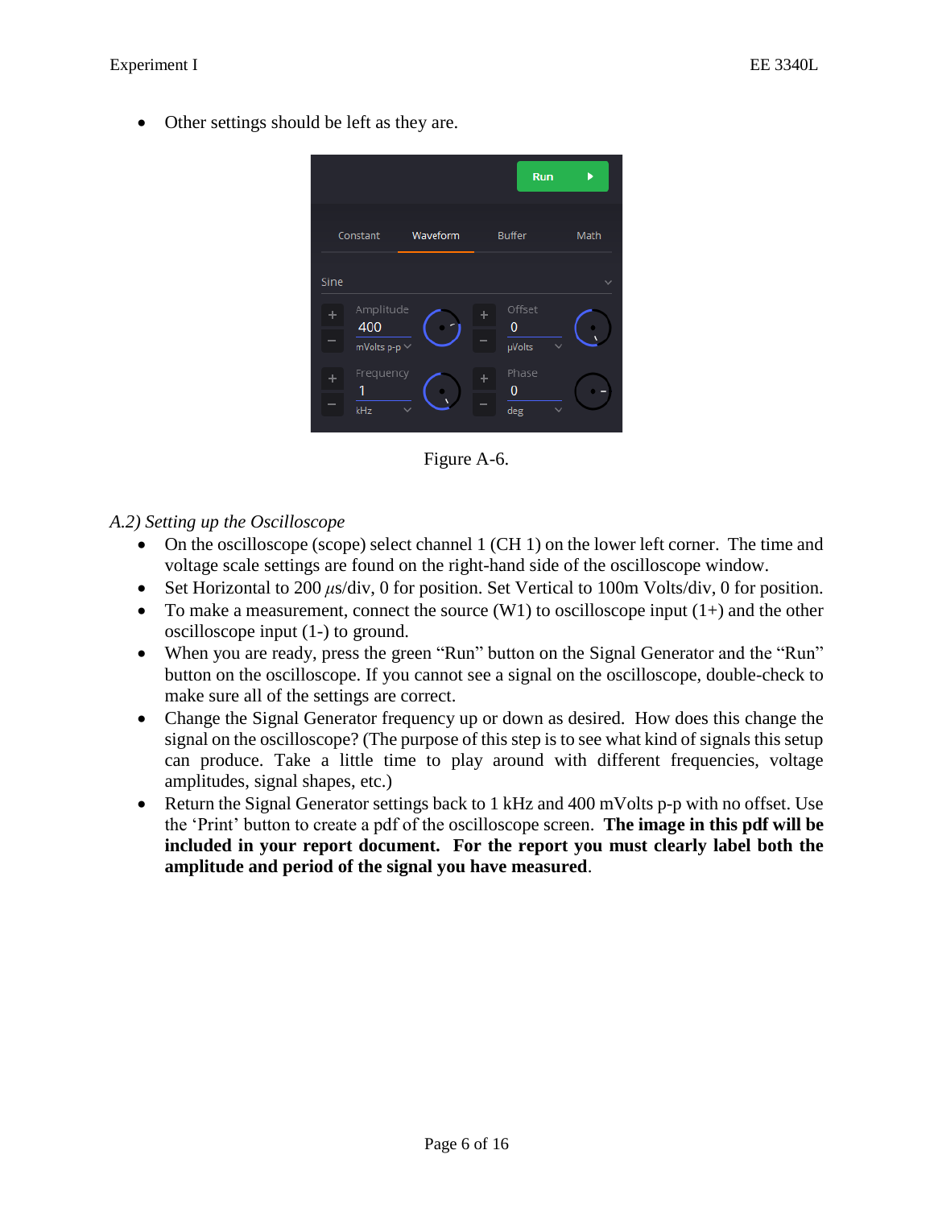- Other settings should be left as they are.

Figure A-6.

*A.2) Setting up the Oscilloscope*

- On the oscilloscope (scope) select channel 1 (CH 1) on the lower left corner. The time and voltage scale settings are found on the right-hand side of the oscilloscope window.
- Set Horizontal to 200 $\mu$s/div, 0 for position. Set Vertical to 100m Volts/div, 0 for position.
- To make a measurement, connect the source (W1) to oscilloscope input (1+) and the other oscilloscope input (1-) to ground.
- When you are ready, press the green "Run" button on the Signal Generator and the "Run" button on the oscilloscope. If you cannot see a signal on the oscilloscope, double-check to make sure all of the settings are correct.
- Change the Signal Generator frequency up or down as desired. How does this change the signal on the oscilloscope? (The purpose of this step is to see what kind of signals this setup can produce. Take a little time to play around with different frequencies, voltage amplitudes, signal shapes, etc.)
- Return the Signal Generator settings back to 1 kHz and 400 mVolts p-p with no offset. Use the 'Print' button to create a pdf of the oscilloscope screen. **The image in this pdf will be included in your report document. For the report you must clearly label both the amplitude and period of the signal you have measured**.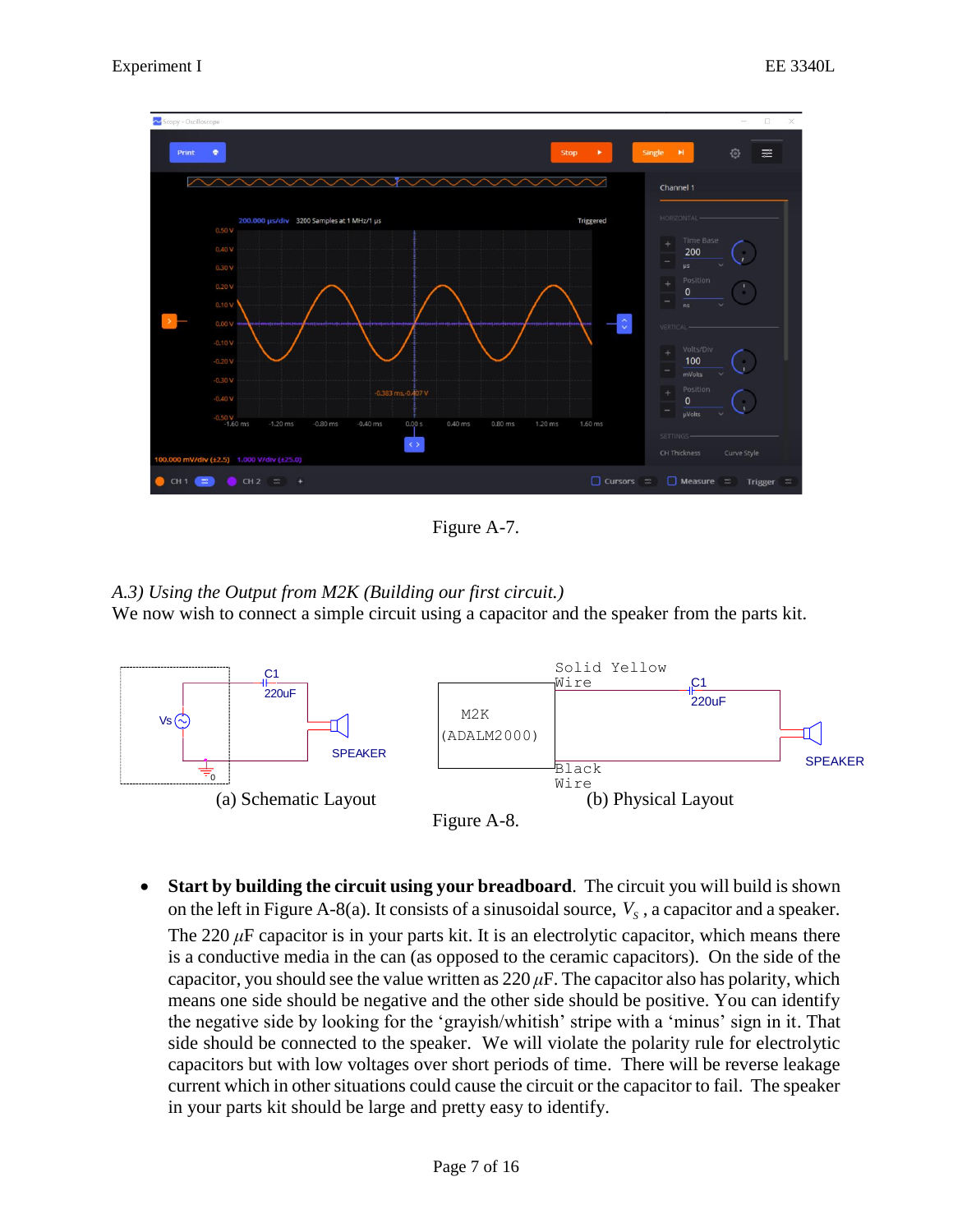Figure A-7.

*A.3) Using the Output from M2K (Building our first circuit.)*

We now wish to connect a simple circuit using a capacitor and the speaker from the parts kit.

(a) Schematic Layout (b) Physical Layout

Figure A-8.

- **Start by building the circuit using your breadboard**. The circuit you will build is shown on the left in Figure A-8(a). It consists of a sinusoidal source, $V_s$, a capacitor and a speaker. The 220 $\mu$F capacitor is in your parts kit. It is an electrolytic capacitor, which means there is a conductive media in the can (as opposed to the ceramic capacitors). On the side of the capacitor, you should see the value written as 220 $\mu$F. The capacitor also has polarity, which means one side should be negative and the other side should be positive. You can identify the negative side by looking for the 'grayish/whitish' stripe with a 'minus' sign in it. That side should be connected to the speaker. We will violate the polarity rule for electrolytic capacitors but with low voltages over short periods of time. There will be reverse leakage current which in other situations could cause the circuit or the capacitor to fail. The speaker in your parts kit should be large and pretty easy to identify.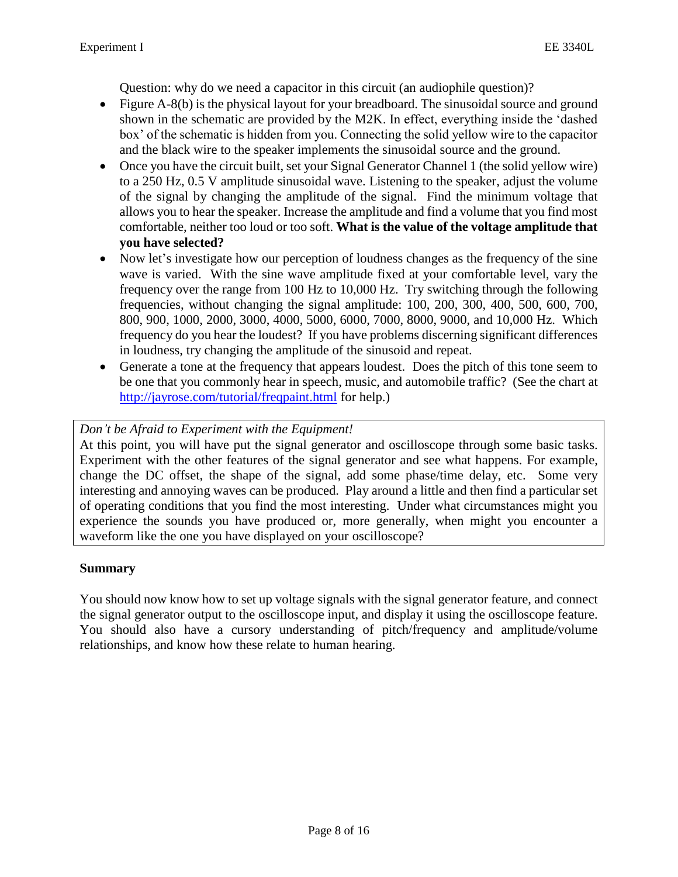Question: why do we need a capacitor in this circuit (an audiophile question)?

- Figure A-8(b) is the physical layout for your breadboard. The sinusoidal source and ground shown in the schematic are provided by the M2K. In effect, everything inside the 'dashed box' of the schematic is hidden from you. Connecting the solid yellow wire to the capacitor and the black wire to the speaker implements the sinusoidal source and the ground.
- Once you have the circuit built, set your Signal Generator Channel 1 (the solid yellow wire) to a 250 Hz, 0.5 V amplitude sinusoidal wave. Listening to the speaker, adjust the volume of the signal by changing the amplitude of the signal. Find the minimum voltage that allows you to hear the speaker. Increase the amplitude and find a volume that you find most comfortable, neither too loud or too soft. **What is the value of the voltage amplitude that you have selected?**
- Now let's investigate how our perception of loudness changes as the frequency of the sine wave is varied. With the sine wave amplitude fixed at your comfortable level, vary the frequency over the range from 100 Hz to 10,000 Hz. Try switching through the following frequencies, without changing the signal amplitude: 100, 200, 300, 400, 500, 600, 700, 800, 900, 1000, 2000, 3000, 4000, 5000, 6000, 7000, 8000, 9000, and 10,000 Hz. Which frequency do you hear the loudest? If you have problems discerning significant differences in loudness, try changing the amplitude of the sinusoid and repeat.
- Generate a tone at the frequency that appears loudest. Does the pitch of this tone seem to be one that you commonly hear in speech, music, and automobile traffic? (See the chart at http://jayrose.com/tutorial/freqpaint.html for help.)

*Don't be Afraid to Experiment with the Equipment!*

At this point, you will have put the signal generator and oscilloscope through some basic tasks. Experiment with the other features of the signal generator and see what happens. For example, change the DC offset, the shape of the signal, add some phase/time delay, etc. Some very interesting and annoying waves can be produced. Play around a little and then find a particular set of operating conditions that you find the most interesting. Under what circumstances might you experience the sounds you have produced or, more generally, when might you encounter a waveform like the one you have displayed on your oscilloscope?

**Summary**

You should now know how to set up voltage signals with the signal generator feature, and connect the signal generator output to the oscilloscope input, and display it using the oscilloscope feature. You should also have a cursory understanding of pitch/frequency and amplitude/volume relationships, and know how these relate to human hearing.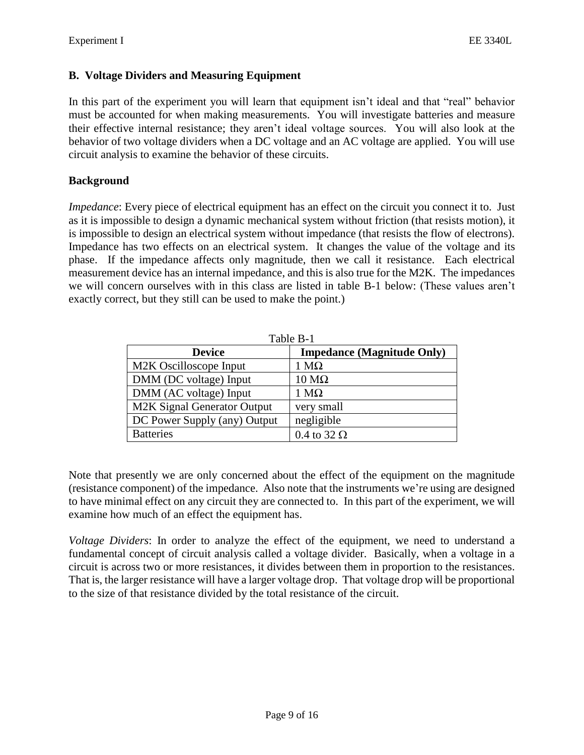## B. Voltage Dividers and Measuring Equipment

In this part of the experiment you will learn that equipment isn't ideal and that "real" behavior must be accounted for when making measurements. You will investigate batteries and measure their effective internal resistance; they aren't ideal voltage sources. You will also look at the behavior of two voltage dividers when a DC voltage and an AC voltage are applied. You will use circuit analysis to examine the behavior of these circuits.

### Background

*Impedance*: Every piece of electrical equipment has an effect on the circuit you connect it to. Just as it is impossible to design a dynamic mechanical system without friction (that resists motion), it is impossible to design an electrical system without impedance (that resists the flow of electrons). Impedance has two effects on an electrical system. It changes the value of the voltage and its phase. If the impedance affects only magnitude, then we call it resistance. Each electrical measurement device has an internal impedance, and this is also true for the M2K. The impedances we will concern ourselves with in this class are listed in table B-1 below: (These values aren't exactly correct, but they still can be used to make the point.)

Table B-1

| Device | Impedance (Magnitude Only) |
|---|---|
| M2K Oscilloscope Input | 1 MΩ |
| DMM (DC voltage) Input | 10 MΩ |
| DMM (AC voltage) Input | 1 MΩ |
| M2K Signal Generator Output | very small |
| DC Power Supply (any) Output | negligible |
| Batteries | 0.4 to 32 Ω |

Note that presently we are only concerned about the effect of the equipment on the magnitude (resistance component) of the impedance. Also note that the instruments we're using are designed to have minimal effect on any circuit they are connected to. In this part of the experiment, we will examine how much of an effect the equipment has.

*Voltage Dividers*: In order to analyze the effect of the equipment, we need to understand a fundamental concept of circuit analysis called a voltage divider. Basically, when a voltage in a circuit is across two or more resistances, it divides between them in proportion to the resistances. That is, the larger resistance will have a larger voltage drop. That voltage drop will be proportional to the size of that resistance divided by the total resistance of the circuit.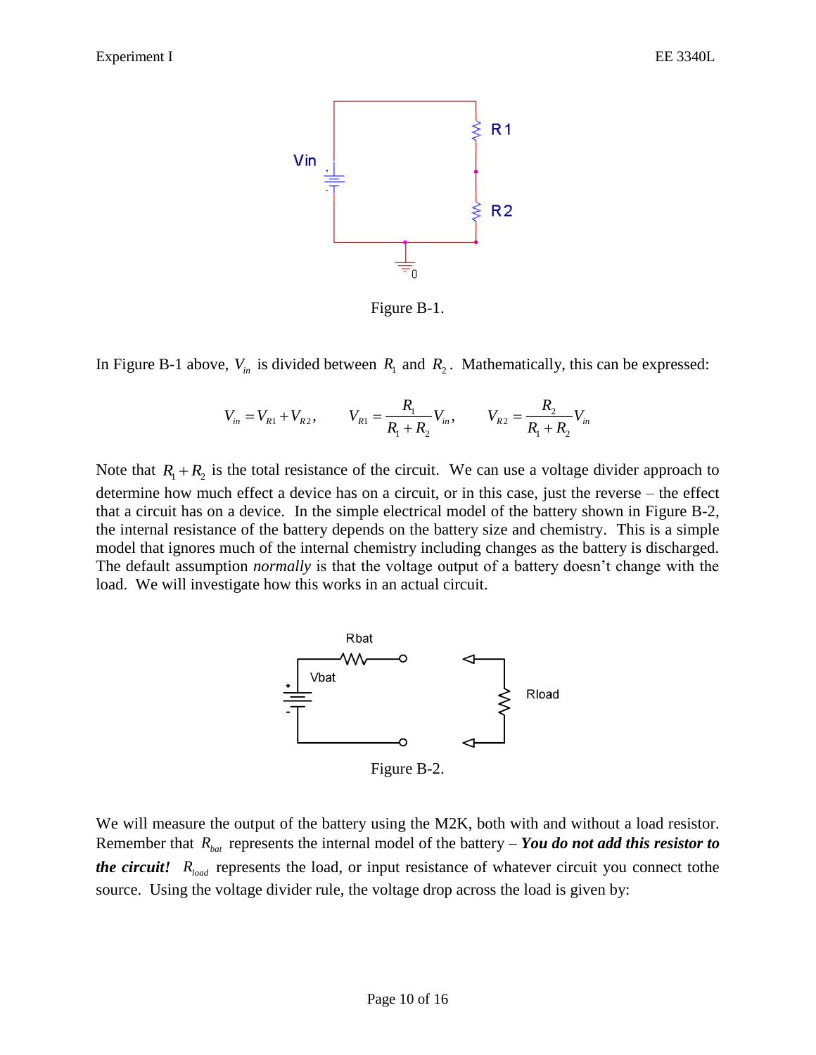Figure B-1.

In Figure B-1 above, $V_{in}$ is divided between $R_1$ and $R_2$. Mathematically, this can be expressed:

$$V_{in} = V_{R1} + V_{R2}, \qquad V_{R1} = \frac{R_1}{R_1 + R_2} V_{in}, \qquad V_{R2} = \frac{R_2}{R_1 + R_2} V_{in}$$

Note that $R_1 + R_2$ is the total resistance of the circuit. We can use a voltage divider approach to determine how much effect a device has on a circuit, or in this case, just the reverse – the effect that a circuit has on a device. In the simple electrical model of the battery shown in Figure B-2, the internal resistance of the battery depends on the battery size and chemistry. This is a simple model that ignores much of the internal chemistry including changes as the battery is discharged. The default assumption *normally* is that the voltage output of a battery doesn't change with the load. We will investigate how this works in an actual circuit.

Figure B-2.

We will measure the output of the battery using the M2K, both with and without a load resistor. Remember that $R_{bat}$ represents the internal model of the battery – ***You do not add this resistor to the circuit!*** $R_{load}$ represents the load, or input resistance of whatever circuit you connect tothe source. Using the voltage divider rule, the voltage drop across the load is given by: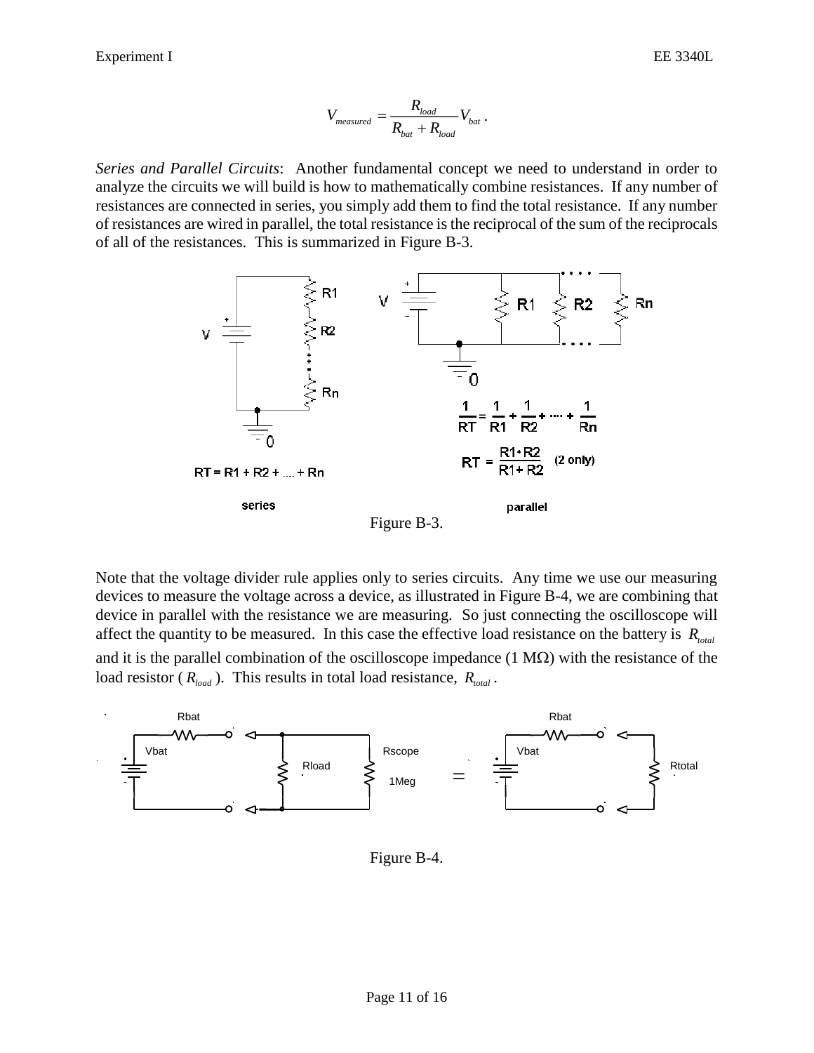$$V_{measured} = \frac{R_{load}}{R_{bat} + R_{load}} V_{bat} .$$

*Series and Parallel Circuits*: Another fundamental concept we need to understand in order to analyze the circuits we will build is how to mathematically combine resistances. If any number of resistances are connected in series, you simply add them to find the total resistance. If any number of resistances are wired in parallel, the total resistance is the reciprocal of the sum of the reciprocals of all of the resistances. This is summarized in Figure B-3.

$$RT = R1 + R2 + .... + Rn$$

series

$$\frac{1}{RT} = \frac{1}{R1} + \frac{1}{R2} + \cdots + \frac{1}{Rn}$$

$$RT = \frac{R1 \cdot R2}{R1 + R2} \quad \text{(2 only)}$$

parallel

Figure B-3.

Note that the voltage divider rule applies only to series circuits. Any time we use our measuring devices to measure the voltage across a device, as illustrated in Figure B-4, we are combining that device in parallel with the resistance we are measuring. So just connecting the oscilloscope will affect the quantity to be measured. In this case the effective load resistance on the battery is $R_{total}$ and it is the parallel combination of the oscilloscope impedance (1 MΩ) with the resistance of the load resistor ($R_{load}$). This results in total load resistance, $R_{total}$.

Figure B-4.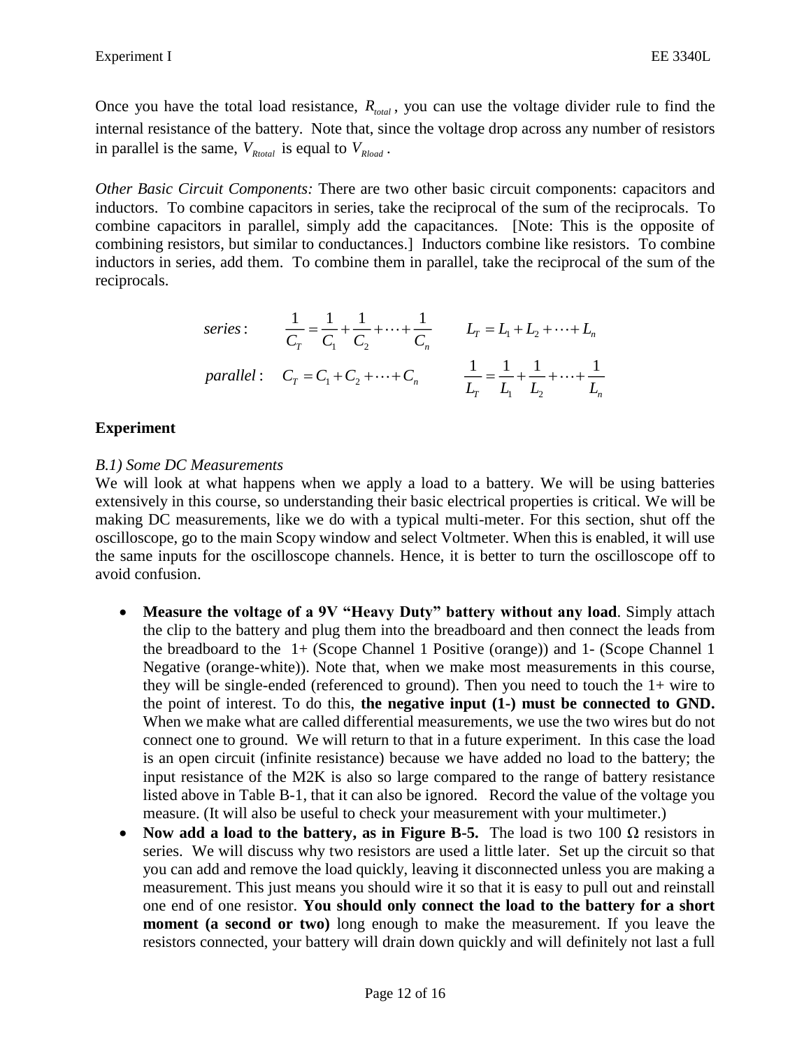Once you have the total load resistance, $R_{total}$, you can use the voltage divider rule to find the internal resistance of the battery. Note that, since the voltage drop across any number of resistors in parallel is the same, $V_{Rtotal}$ is equal to $V_{Rload}$.

*Other Basic Circuit Components:* There are two other basic circuit components: capacitors and inductors. To combine capacitors in series, take the reciprocal of the sum of the reciprocals. To combine capacitors in parallel, simply add the capacitances. [Note: This is the opposite of combining resistors, but similar to conductances.] Inductors combine like resistors. To combine inductors in series, add them. To combine them in parallel, take the reciprocal of the sum of the reciprocals.

$$series: \quad \frac{1}{C_T} = \frac{1}{C_1} + \frac{1}{C_2} + \cdots + \frac{1}{C_n} \qquad L_T = L_1 + L_2 + \cdots + L_n$$

$$parallel: \quad C_T = C_1 + C_2 + \cdots + C_n \qquad \frac{1}{L_T} = \frac{1}{L_1} + \frac{1}{L_2} + \cdots + \frac{1}{L_n}$$

## Experiment

*B.1) Some DC Measurements*

We will look at what happens when we apply a load to a battery. We will be using batteries extensively in this course, so understanding their basic electrical properties is critical. We will be making DC measurements, like we do with a typical multi-meter. For this section, shut off the oscilloscope, go to the main Scopy window and select Voltmeter. When this is enabled, it will use the same inputs for the oscilloscope channels. Hence, it is better to turn the oscilloscope off to avoid confusion.

- **Measure the voltage of a 9V "Heavy Duty" battery without any load**. Simply attach the clip to the battery and plug them into the breadboard and then connect the leads from the breadboard to the 1+ (Scope Channel 1 Positive (orange)) and 1- (Scope Channel 1 Negative (orange-white)). Note that, when we make most measurements in this course, they will be single-ended (referenced to ground). Then you need to touch the 1+ wire to the point of interest. To do this, **the negative input (1-) must be connected to GND.** When we make what are called differential measurements, we use the two wires but do not connect one to ground. We will return to that in a future experiment. In this case the load is an open circuit (infinite resistance) because we have added no load to the battery; the input resistance of the M2K is also so large compared to the range of battery resistance listed above in Table B-1, that it can also be ignored. Record the value of the voltage you measure. (It will also be useful to check your measurement with your multimeter.)
- **Now add a load to the battery, as in Figure B-5.** The load is two 100 Ω resistors in series. We will discuss why two resistors are used a little later. Set up the circuit so that you can add and remove the load quickly, leaving it disconnected unless you are making a measurement. This just means you should wire it so that it is easy to pull out and reinstall one end of one resistor. **You should only connect the load to the battery for a short moment (a second or two)** long enough to make the measurement. If you leave the resistors connected, your battery will drain down quickly and will definitely not last a full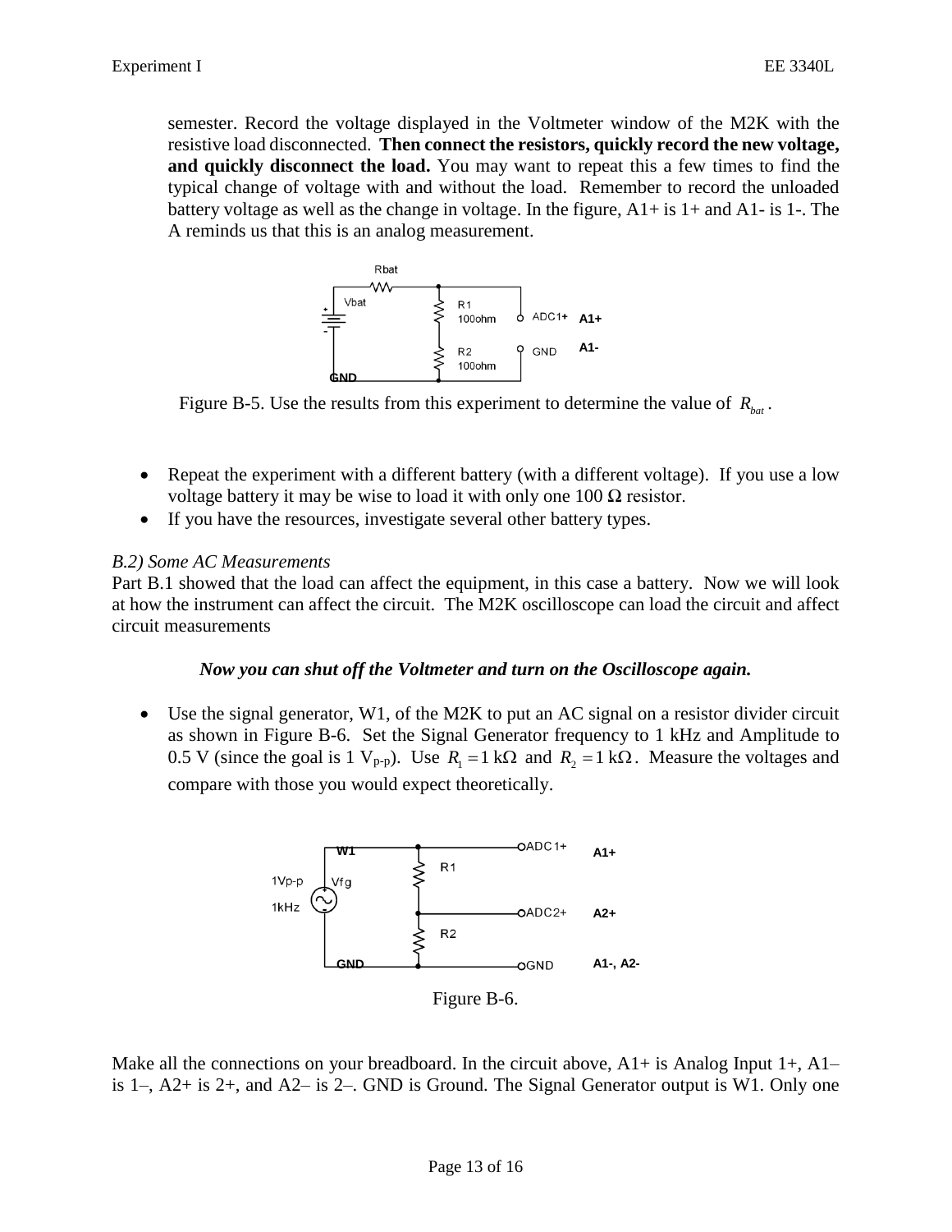semester. Record the voltage displayed in the Voltmeter window of the M2K with the resistive load disconnected. **Then connect the resistors, quickly record the new voltage, and quickly disconnect the load.** You may want to repeat this a few times to find the typical change of voltage with and without the load. Remember to record the unloaded battery voltage as well as the change in voltage. In the figure, A1+ is 1+ and A1- is 1-. The A reminds us that this is an analog measurement.

Figure B-5. Use the results from this experiment to determine the value of $R_{bat}$.

- Repeat the experiment with a different battery (with a different voltage). If you use a low voltage battery it may be wise to load it with only one 100 Ω resistor.
- If you have the resources, investigate several other battery types.

*B.2) Some AC Measurements*

Part B.1 showed that the load can affect the equipment, in this case a battery. Now we will look at how the instrument can affect the circuit. The M2K oscilloscope can load the circuit and affect circuit measurements

***Now you can shut off the Voltmeter and turn on the Oscilloscope again.***

- Use the signal generator, W1, of the M2K to put an AC signal on a resistor divider circuit as shown in Figure B-6. Set the Signal Generator frequency to 1 kHz and Amplitude to 0.5 V (since the goal is 1 $V_{p\text{-}p}$). Use $R_1 = 1\ \text{k}\Omega$ and $R_2 = 1\ \text{k}\Omega$. Measure the voltages and compare with those you would expect theoretically.

Figure B-6.

Make all the connections on your breadboard. In the circuit above, A1+ is Analog Input 1+, A1– is 1–, A2+ is 2+, and A2– is 2–. GND is Ground. The Signal Generator output is W1. Only one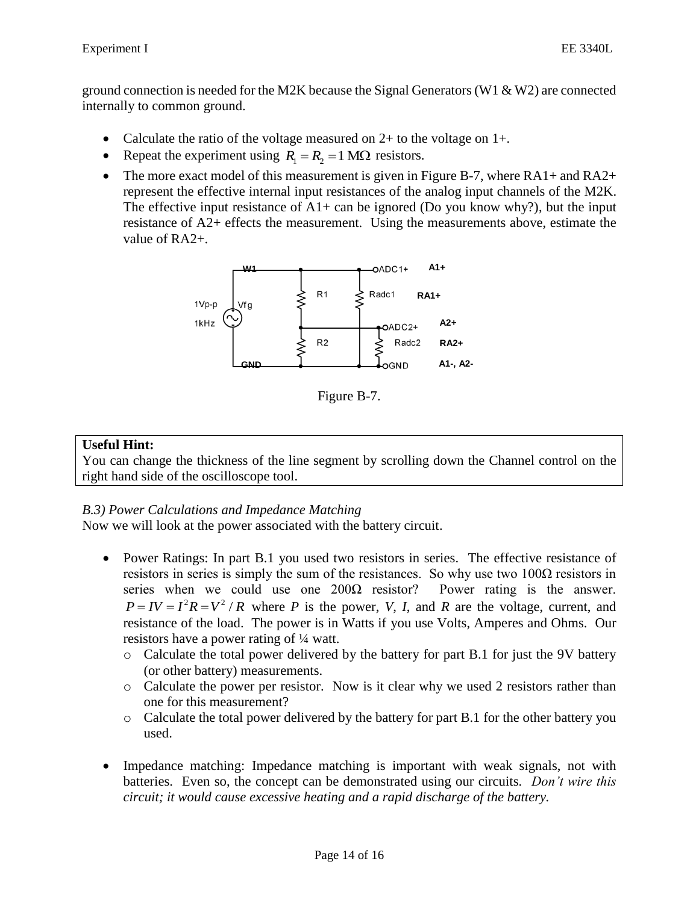ground connection is needed for the M2K because the Signal Generators (W1 & W2) are connected internally to common ground.

- Calculate the ratio of the voltage measured on 2+ to the voltage on 1+.
- Repeat the experiment using $R_1 = R_2 = 1\ \text{M}\Omega$ resistors.
- The more exact model of this measurement is given in Figure B-7, where RA1+ and RA2+ represent the effective internal input resistances of the analog input channels of the M2K. The effective input resistance of A1+ can be ignored (Do you know why?), but the input resistance of A2+ effects the measurement. Using the measurements above, estimate the value of RA2+.

Figure B-7.

> **Useful Hint:**
> You can change the thickness of the line segment by scrolling down the Channel control on the right hand side of the oscilloscope tool.

*B.3) Power Calculations and Impedance Matching*

Now we will look at the power associated with the battery circuit.

- Power Ratings: In part B.1 you used two resistors in series. The effective resistance of resistors in series is simply the sum of the resistances. So why use two 100Ω resistors in series when we could use one 200Ω resistor? Power rating is the answer. $P = IV = I^2R = V^2/R$ where $P$ is the power, $V$, $I$, and $R$ are the voltage, current, and resistance of the load. The power is in Watts if you use Volts, Amperes and Ohms. Our resistors have a power rating of ¼ watt.
  - Calculate the total power delivered by the battery for part B.1 for just the 9V battery (or other battery) measurements.
  - Calculate the power per resistor. Now is it clear why we used 2 resistors rather than one for this measurement?
  - Calculate the total power delivered by the battery for part B.1 for the other battery you used.

- Impedance matching: Impedance matching is important with weak signals, not with batteries. Even so, the concept can be demonstrated using our circuits. *Don't wire this circuit; it would cause excessive heating and a rapid discharge of the battery.*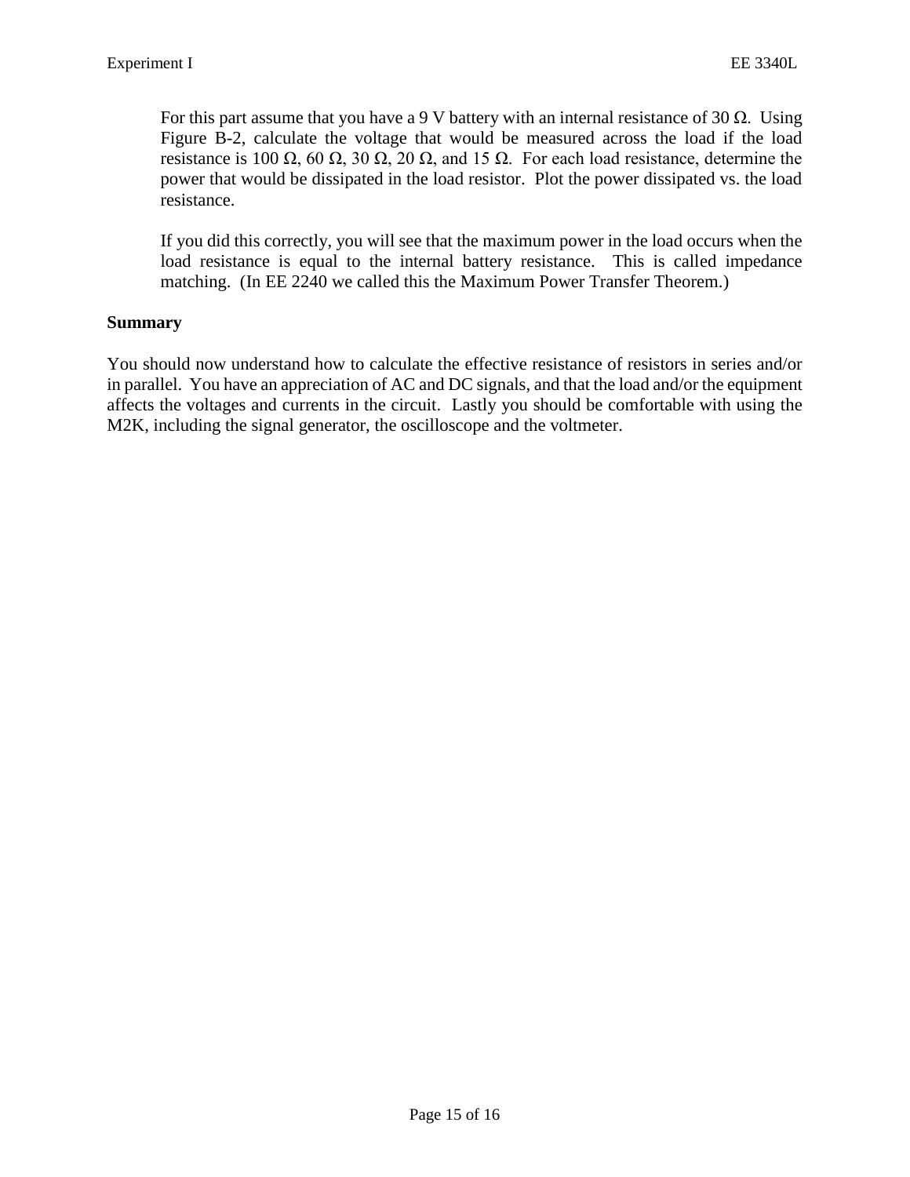For this part assume that you have a 9 V battery with an internal resistance of 30 Ω. Using Figure B-2, calculate the voltage that would be measured across the load if the load resistance is 100 Ω, 60 Ω, 30 Ω, 20 Ω, and 15 Ω. For each load resistance, determine the power that would be dissipated in the load resistor. Plot the power dissipated vs. the load resistance.

If you did this correctly, you will see that the maximum power in the load occurs when the load resistance is equal to the internal battery resistance. This is called impedance matching. (In EE 2240 we called this the Maximum Power Transfer Theorem.)

**Summary**

You should now understand how to calculate the effective resistance of resistors in series and/or in parallel. You have an appreciation of AC and DC signals, and that the load and/or the equipment affects the voltages and currents in the circuit. Lastly you should be comfortable with using the M2K, including the signal generator, the oscilloscope and the voltmeter.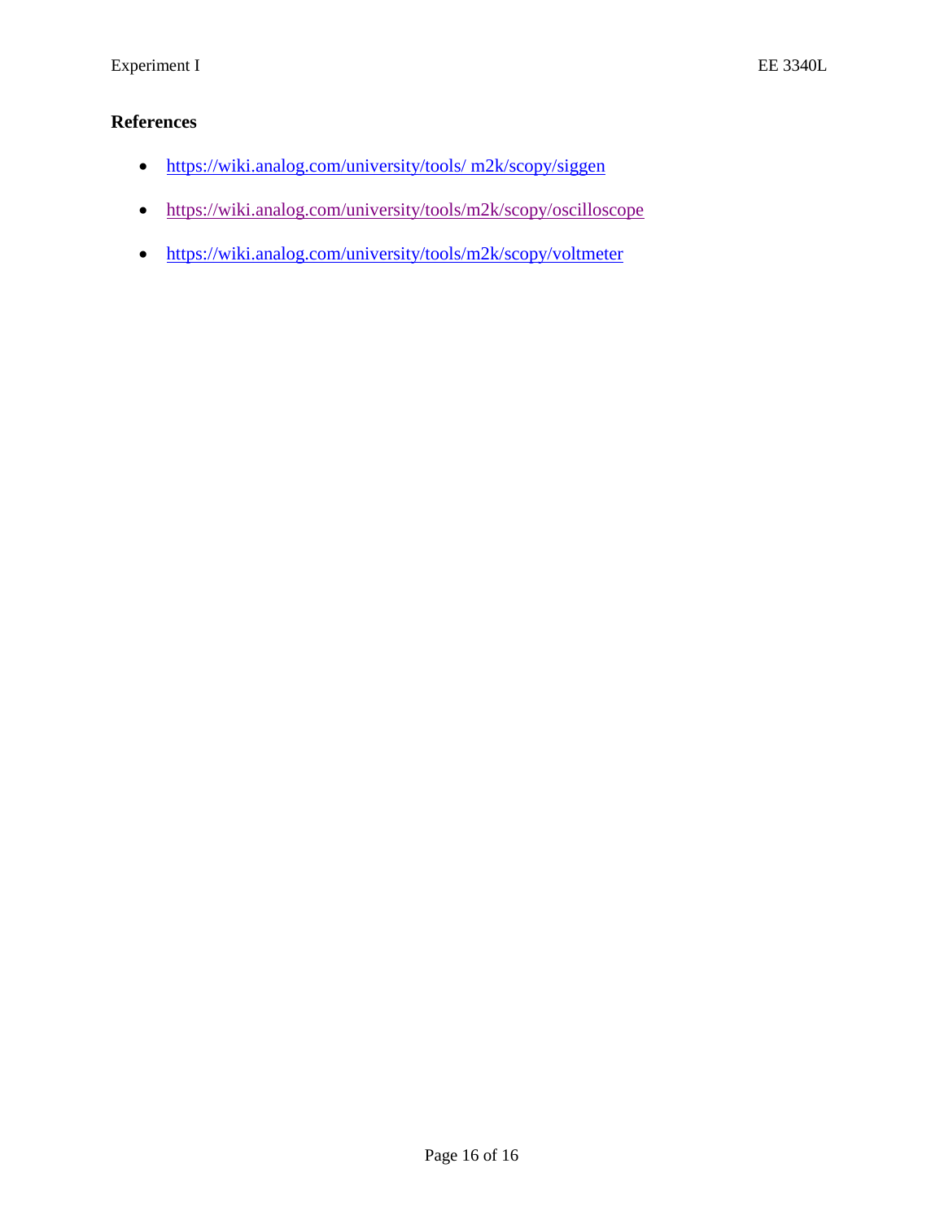## References

- https://wiki.analog.com/university/tools/ m2k/scopy/siggen
- https://wiki.analog.com/university/tools/m2k/scopy/oscilloscope
- https://wiki.analog.com/university/tools/m2k/scopy/voltmeter